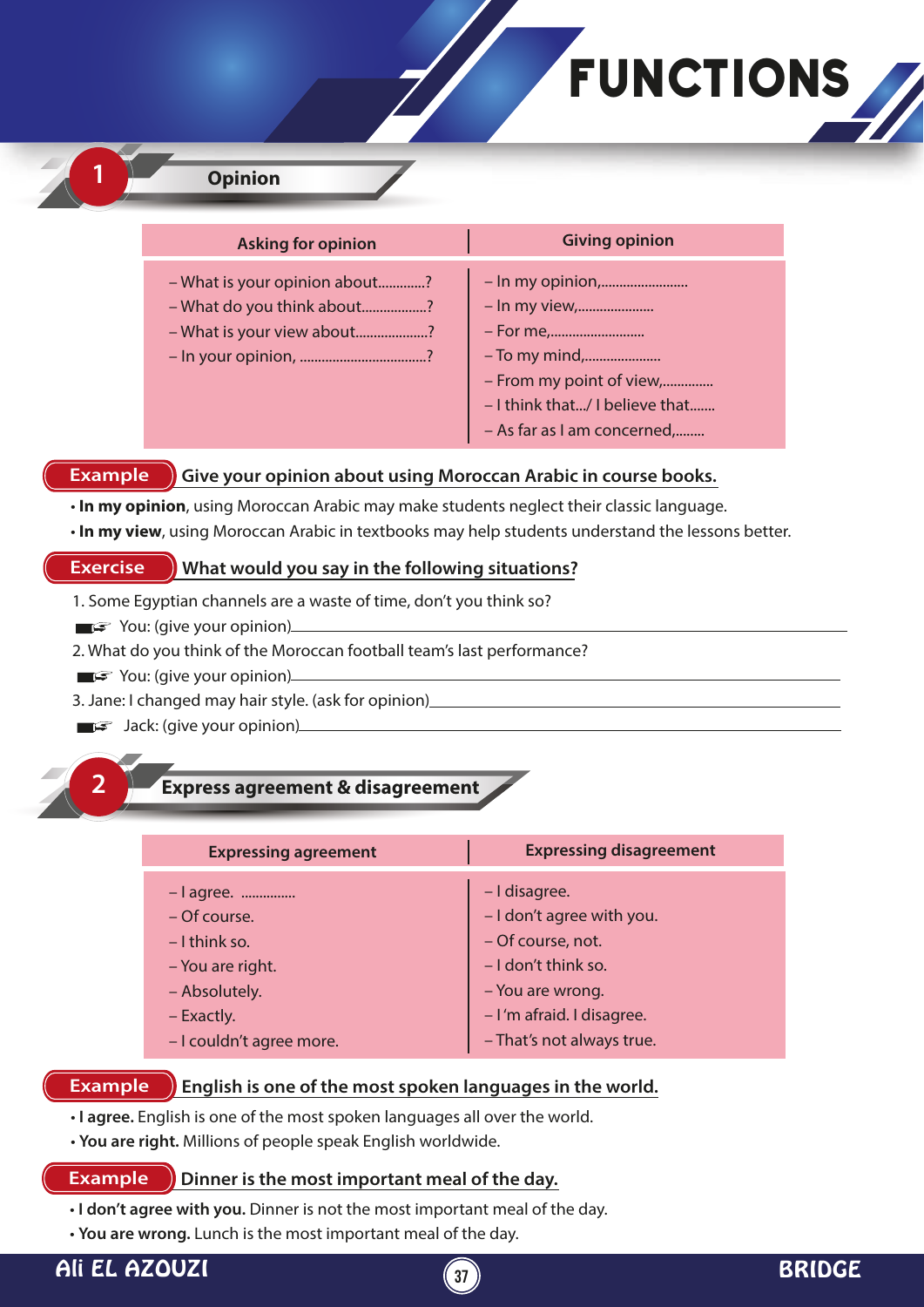# FUNCTIONS

## 1 Opinion

| Asking for opinion | Giving opinion |
|---|---|
| – What is your opinion about............? | – In my opinion,........................ |
| – What do you think about..................? | – In my view,..................... |
| – What is your view about....................? | – For me,.......................... |
| – In your opinion, ...................................? | – To my mind,..................... |
| | – From my point of view,............. |
| | – I think that.../ I believe that....... |
| | – As far as I am concerned,........ |

**Example** Give your opinion about using Moroccan Arabic in course books.

- **In my opinion**, using Moroccan Arabic may make students neglect their classic language.
- **In my view**, using Moroccan Arabic in textbooks may help students understand the lessons better.

**Exercise** What would you say in the following situations?

1. Some Egyptian channels are a waste of time, don't you think so?
   ☞ You: (give your opinion)________________________________________
2. What do you think of the Moroccan football team's last performance?
   ☞ You: (give your opinion)________________________________________
3. Jane: I changed may hair style. (ask for opinion)________________________________________
   ☞ Jack: (give your opinion)________________________________________

## 2 Express agreement & disagreement

| Expressing agreement | Expressing disagreement |
|---|---|
| – I agree. .............. | – I disagree. |
| – Of course. | – I don't agree with you. |
| – I think so. | – Of course, not. |
| – You are right. | – I don't think so. |
| – Absolutely. | – You are wrong. |
| – Exactly. | – I 'm afraid. I disagree. |
| – I couldn't agree more. | – That's not always true. |

**Example** English is one of the most spoken languages in the world.

- **I agree.** English is one of the most spoken languages all over the world.
- **You are right.** Millions of people speak English worldwide.

**Example** Dinner is the most important meal of the day.

- **I don't agree with you.** Dinner is not the most important meal of the day.
- **You are wrong.** Lunch is the most important meal of the day.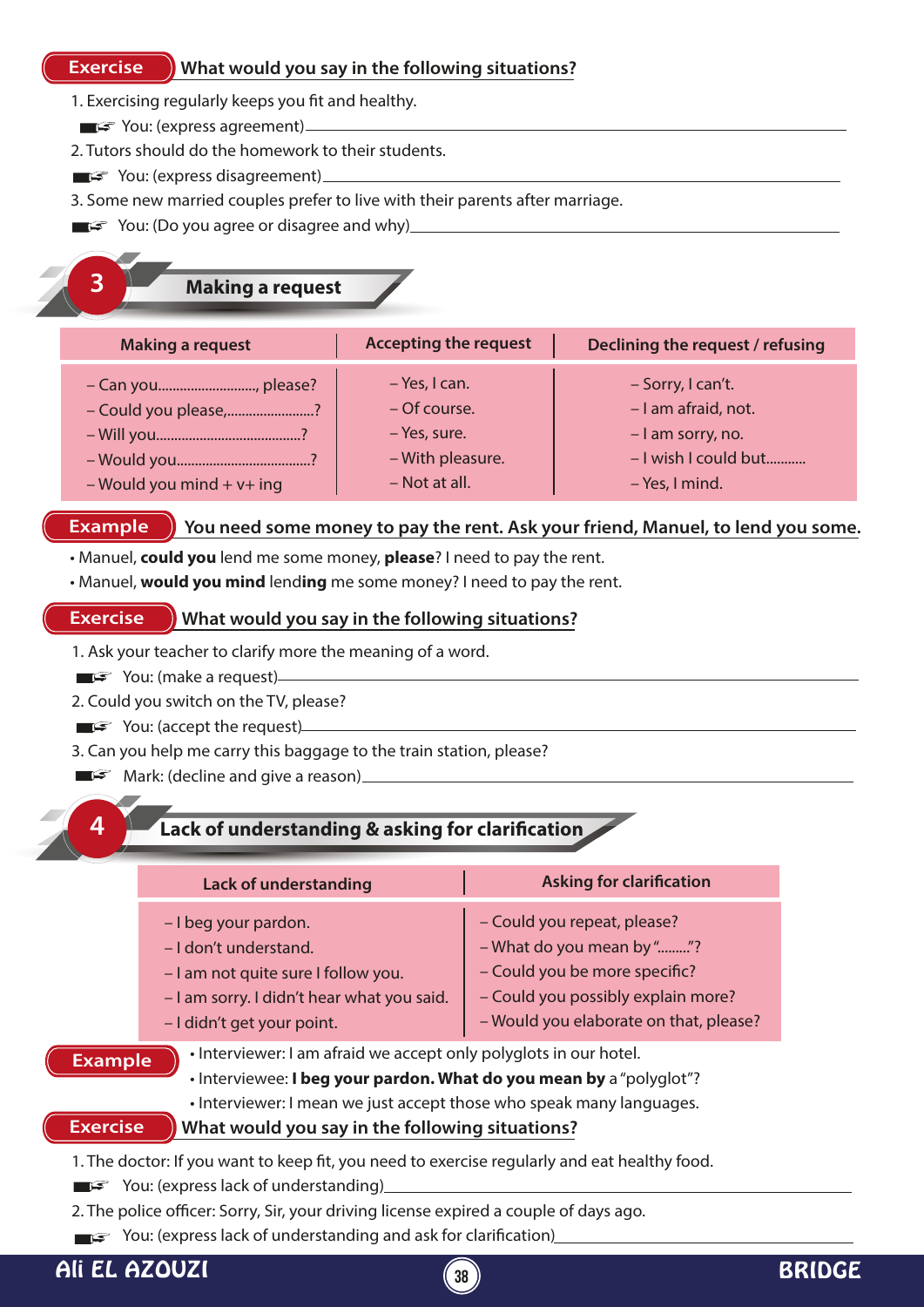**Exercise** What would you say in the following situations?

1. Exercising regularly keeps you fit and healthy.
   - You: (express agreement)________________________________________
2. Tutors should do the homework to their students.
   - You: (express disagreement)________________________________________
3. Some new married couples prefer to live with their parents after marriage.
   - You: (Do you agree or disagree and why)________________________________________

## 3 Making a request

| Making a request | Accepting the request | Declining the request / refusing |
|---|---|---|
| – Can you..........................., please?<br>– Could you please,........................?<br>– Will you.......................................?<br>– Would you....................................?<br>– Would you mind + v+ ing | – Yes, I can.<br>– Of course.<br>– Yes, sure.<br>– With pleasure.<br>– Not at all. | – Sorry, I can't.<br>– I am afraid, not.<br>– I am sorry, no.<br>– I wish I could but...........<br>– Yes, I mind. |

**Example** You need some money to pay the rent. Ask your friend, Manuel, to lend you some.

- Manuel, **could you** lend me some money, **please**? I need to pay the rent.
- Manuel, **would you mind** lend**ing** me some money? I need to pay the rent.

**Exercise** What would you say in the following situations?

1. Ask your teacher to clarify more the meaning of a word.
   - You: (make a request)________________________________________
2. Could you switch on the TV, please?
   - You: (accept the request)________________________________________
3. Can you help me carry this baggage to the train station, please?
   - Mark: (decline and give a reason)________________________________________

## 4 Lack of understanding & asking for clarification

| Lack of understanding | Asking for clarification |
|---|---|
| – I beg your pardon.<br>– I don't understand.<br>– I am not quite sure I follow you.<br>– I am sorry. I didn't hear what you said.<br>– I didn't get your point. | – Could you repeat, please?<br>– What do you mean by ".........."?<br>– Could you be more specific?<br>– Could you possibly explain more?<br>– Would you elaborate on that, please? |

**Example**

- Interviewer: I am afraid we accept only polyglots in our hotel.
- Interviewee: **I beg your pardon. What do you mean by** a "polyglot"?
- Interviewer: I mean we just accept those who speak many languages.

**Exercise** What would you say in the following situations?

1. The doctor: If you want to keep fit, you need to exercise regularly and eat healthy food.
   - You: (express lack of understanding)________________________________________
2. The police officer: Sorry, Sir, your driving license expired a couple of days ago.
   - You: (express lack of understanding and ask for clarification)________________________________________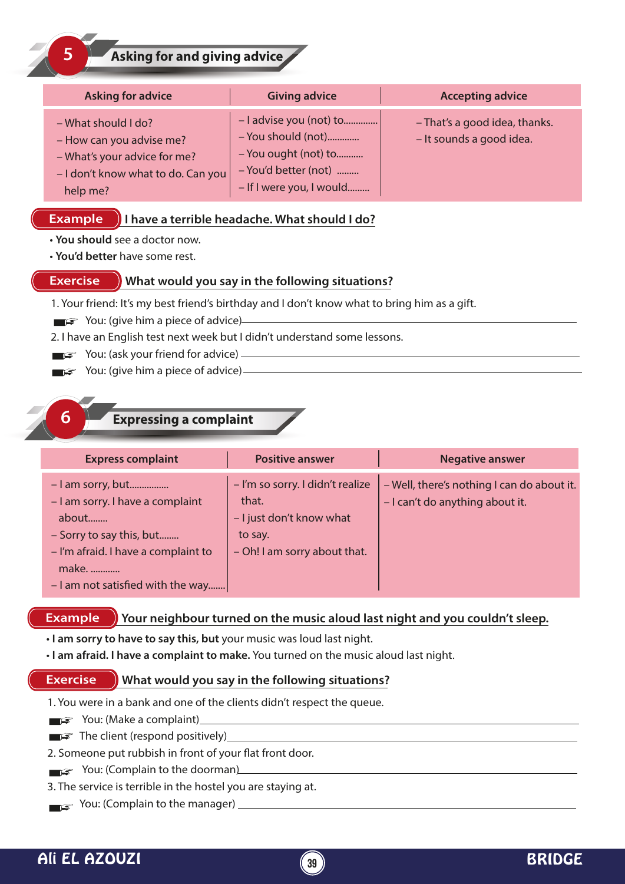## 5 Asking for and giving advice

| Asking for advice | Giving advice | Accepting advice |
|---|---|---|
| – What should I do?<br>– How can you advise me?<br>– What's your advice for me?<br>– I don't know what to do. Can you help me? | – I advise you (not) to.............<br>– You should (not)............<br>– You ought (not) to..........<br>– You'd better (not) .........<br>– If I were you, I would......... | – That's a good idea, thanks.<br>– It sounds a good idea. |

**Example** I have a terrible headache. What should I do?

- **You should** see a doctor now.
- **You'd better** have some rest.

**Exercise** What would you say in the following situations?

1. Your friend: It's my best friend's birthday and I don't know what to bring him as a gift.
   - You: (give him a piece of advice)\_\_\_\_\_\_\_\_\_\_\_\_\_\_\_\_\_\_\_\_\_\_\_\_\_\_\_\_\_\_\_\_\_\_
2. I have an English test next week but I didn't understand some lessons.
   - You: (ask your friend for advice) \_\_\_\_\_\_\_\_\_\_\_\_\_\_\_\_\_\_\_\_\_\_\_\_\_\_\_\_\_\_\_\_\_\_
   - You: (give him a piece of advice)\_\_\_\_\_\_\_\_\_\_\_\_\_\_\_\_\_\_\_\_\_\_\_\_\_\_\_\_\_\_\_\_\_\_

## 6 Expressing a complaint

| Express complaint | Positive answer | Negative answer |
|---|---|---|
| – I am sorry, but...............<br>– I am sorry. I have a complaint about........<br>– Sorry to say this, but........<br>– I'm afraid. I have a complaint to make. ...........<br>– I am not satisfied with the way....... | – I'm so sorry. I didn't realize that.<br>– I just don't know what to say.<br>– Oh! I am sorry about that. | – Well, there's nothing I can do about it.<br>– I can't do anything about it. |

**Example** Your neighbour turned on the music aloud last night and you couldn't sleep.

- **I am sorry to have to say this, but** your music was loud last night.
- **I am afraid. I have a complaint to make.** You turned on the music aloud last night.

**Exercise** What would you say in the following situations?

1. You were in a bank and one of the clients didn't respect the queue.
   - You: (Make a complaint)\_\_\_\_\_\_\_\_\_\_\_\_\_\_\_\_\_\_\_\_\_\_\_\_\_\_\_\_\_\_\_\_\_\_
   - The client (respond positively)\_\_\_\_\_\_\_\_\_\_\_\_\_\_\_\_\_\_\_\_\_\_\_\_\_\_\_\_\_\_\_\_\_\_
2. Someone put rubbish in front of your flat front door.
   - You: (Complain to the doorman)\_\_\_\_\_\_\_\_\_\_\_\_\_\_\_\_\_\_\_\_\_\_\_\_\_\_\_\_\_\_\_\_\_\_
3. The service is terrible in the hostel you are staying at.
   - You: (Complain to the manager) \_\_\_\_\_\_\_\_\_\_\_\_\_\_\_\_\_\_\_\_\_\_\_\_\_\_\_\_\_\_\_\_\_\_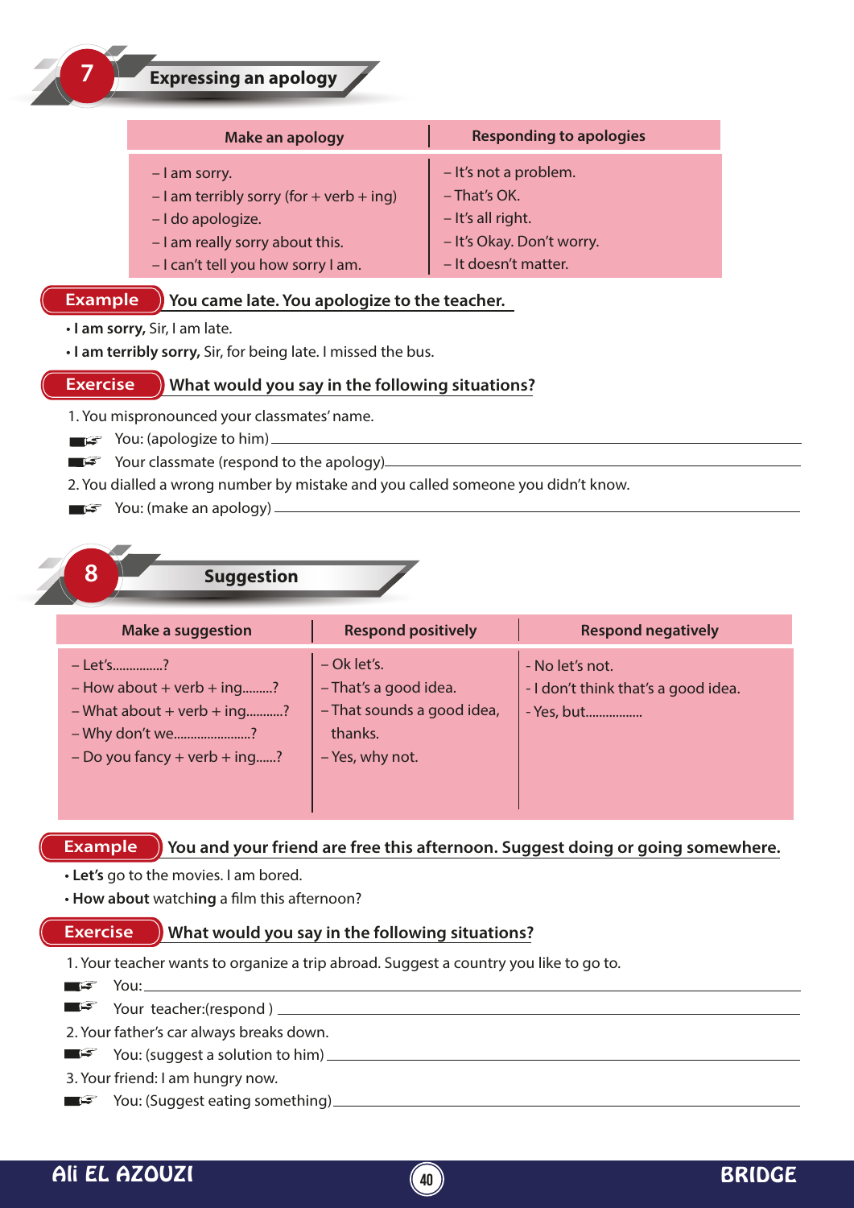## 7 Expressing an apology

| Make an apology | Responding to apologies |
|---|---|
| – I am sorry.<br>– I am terribly sorry (for + verb + ing)<br>– I do apologize.<br>– I am really sorry about this.<br>– I can't tell you how sorry I am. | – It's not a problem.<br>– That's OK.<br>– It's all right.<br>– It's Okay. Don't worry.<br>– It doesn't matter. |

**Example** You came late. You apologize to the teacher.

- **I am sorry,** Sir, I am late.
- **I am terribly sorry,** Sir, for being late. I missed the bus.

**Exercise** What would you say in the following situations?

1. You mispronounced your classmates' name.
   - You: (apologize to him) ______________________________
   - Your classmate (respond to the apology) ______________________________
2. You dialled a wrong number by mistake and you called someone you didn't know.
   - You: (make an apology) ______________________________

## 8 Suggestion

| Make a suggestion | Respond positively | Respond negatively |
|---|---|---|
| – Let's..............?<br>– How about + verb + ing.........?<br>– What about + verb + ing...........?<br>– Why don't we......................?<br>– Do you fancy + verb + ing......? | – Ok let's.<br>– That's a good idea.<br>– That sounds a good idea, thanks.<br>– Yes, why not. | - No let's not.<br>- I don't think that's a good idea.<br>- Yes, but................ |

**Example** You and your friend are free this afternoon. Suggest doing or going somewhere.

- **Let's** go to the movies. I am bored.
- **How about** watch**ing** a film this afternoon?

**Exercise** What would you say in the following situations?

1. Your teacher wants to organize a trip abroad. Suggest a country you like to go to.
   - You: ______________________________
   - Your teacher:(respond ) ______________________________
2. Your father's car always breaks down.
   - You: (suggest a solution to him) ______________________________
3. Your friend: I am hungry now.
   - You: (Suggest eating something) ______________________________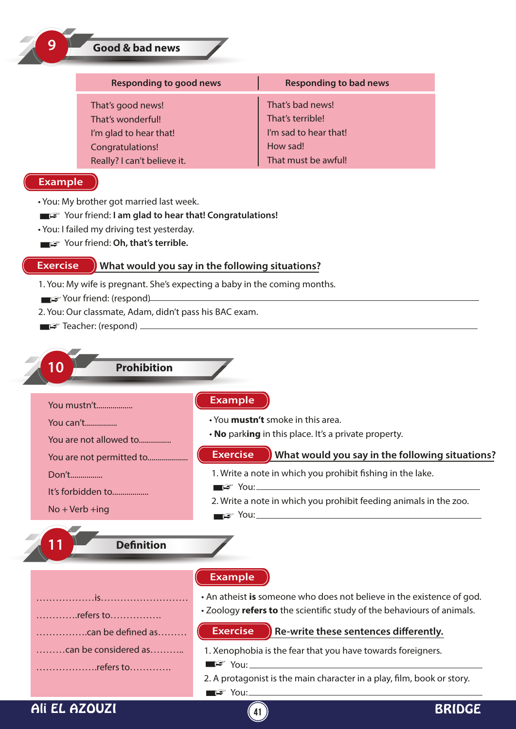## 9 Good & bad news

| Responding to good news | Responding to bad news |
| --- | --- |
| That's good news! | That's bad news! |
| That's wonderful! | That's terrible! |
| I'm glad to hear that! | I'm sad to hear that! |
| Congratulations! | How sad! |
| Really? I can't believe it. | That must be awful! |

**Example**

- You: My brother got married last week.
  - Your friend: **I am glad to hear that! Congratulations!**
- You: I failed my driving test yesterday.
  - Your friend: **Oh, that's terrible.**

**Exercise** What would you say in the following situations?

1. You: My wife is pregnant. She's expecting a baby in the coming months.
   - Your friend: (respond)\_\_\_\_\_\_\_\_\_\_\_\_\_\_\_\_\_\_\_\_\_\_\_\_\_\_\_\_\_\_\_\_\_\_\_\_\_\_\_\_
2. You: Our classmate, Adam, didn't pass his BAC exam.
   - Teacher: (respond) \_\_\_\_\_\_\_\_\_\_\_\_\_\_\_\_\_\_\_\_\_\_\_\_\_\_\_\_\_\_\_\_\_\_\_\_\_\_\_\_

## 10 Prohibition

- You mustn't..................
- You can't................
- You are not allowed to................
- You are not permitted to...................
- Don't................
- It's forbidden to..................
- No + Verb +ing

**Example**

- You **mustn't** smoke in this area.
- **No** park**ing** in this place. It's a private property.

**Exercise** What would you say in the following situations?

1. Write a note in which you prohibit fishing in the lake.
   - You:\_\_\_\_\_\_\_\_\_\_\_\_\_\_\_\_\_\_\_\_\_\_\_\_\_\_\_\_\_\_\_\_\_\_\_\_\_\_\_\_
2. Write a note in which you prohibit feeding animals in the zoo.
   - You:\_\_\_\_\_\_\_\_\_\_\_\_\_\_\_\_\_\_\_\_\_\_\_\_\_\_\_\_\_\_\_\_\_\_\_\_\_\_\_\_

## 11 Definition

- ..................is..........................
- ............refers to................
- ................can be defined as.........
- .........can be considered as...........
- ...................refers to............

**Example**

- An atheist **is** someone who does not believe in the existence of god.
- Zoology **refers to** the scientific study of the behaviours of animals.

**Exercise** Re-write these sentences differently.

1. Xenophobia is the fear that you have towards foreigners.
   - You: \_\_\_\_\_\_\_\_\_\_\_\_\_\_\_\_\_\_\_\_\_\_\_\_\_\_\_\_\_\_\_\_\_\_\_\_\_\_\_\_
2. A protagonist is the main character in a play, film, book or story.
   - You:\_\_\_\_\_\_\_\_\_\_\_\_\_\_\_\_\_\_\_\_\_\_\_\_\_\_\_\_\_\_\_\_\_\_\_\_\_\_\_\_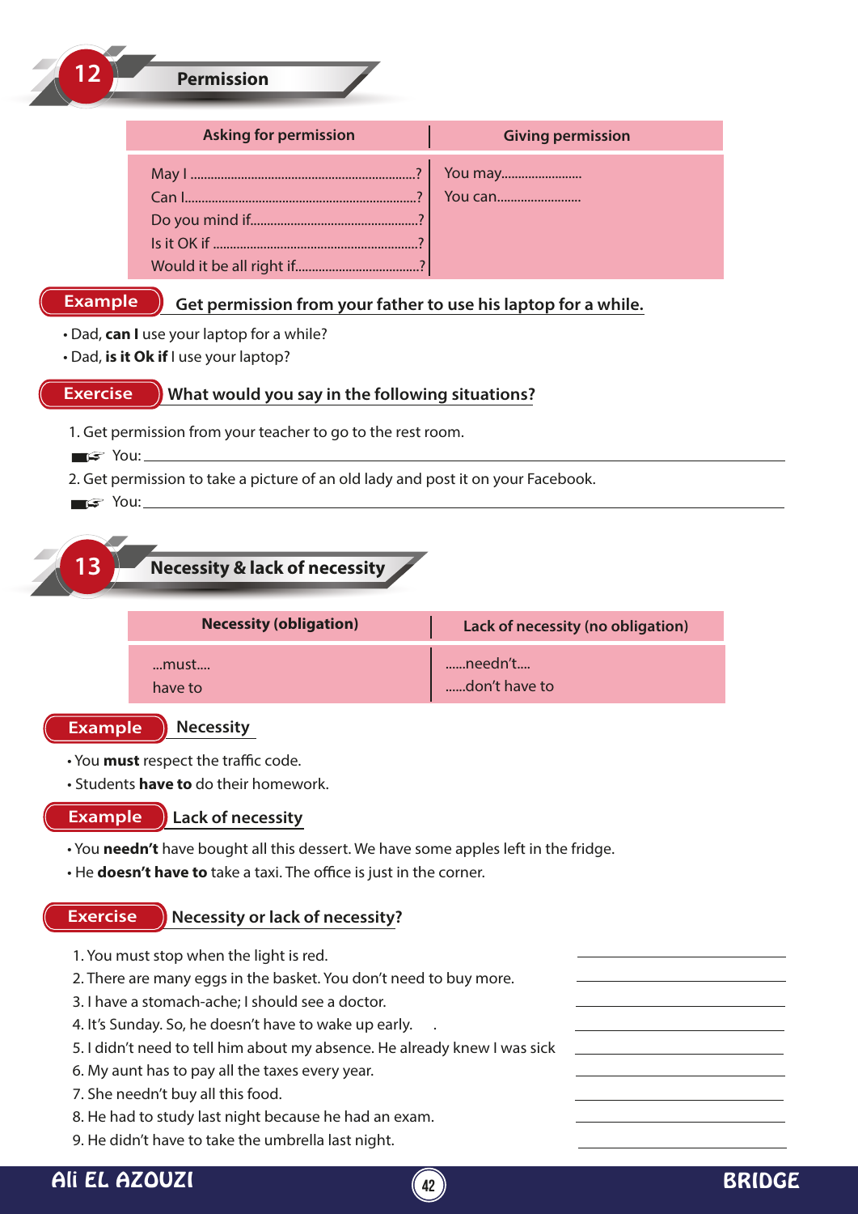## 12 Permission

| Asking for permission | Giving permission |
|---|---|
| May I ..........................................................................?<br>Can I...........................................................................?<br>Do you mind if.........................................................?<br>Is it OK if ...................................................................?<br>Would it be all right if.........................................? | You may........................<br>You can......................... |

**Example** Get permission from your father to use his laptop for a while.

- Dad, **can I** use your laptop for a while?
- Dad, **is it Ok if** I use your laptop?

**Exercise** What would you say in the following situations?

1. Get permission from your teacher to go to the rest room.

   You: ______________________________________________

2. Get permission to take a picture of an old lady and post it on your Facebook.

   You: ______________________________________________

## 13 Necessity & lack of necessity

| Necessity (obligation) | Lack of necessity (no obligation) |
|---|---|
| ...must....<br>have to | ......needn't....<br>......don't have to |

**Example** Necessity

- You **must** respect the traffic code.
- Students **have to** do their homework.

**Example** Lack of necessity

- You **needn't** have bought all this dessert. We have some apples left in the fridge.
- He **doesn't have to** take a taxi. The office is just in the corner.

**Exercise** Necessity or lack of necessity?

1. You must stop when the light is red. ____________________
2. There are many eggs in the basket. You don't need to buy more. ____________________
3. I have a stomach-ache; I should see a doctor. ____________________
4. It's Sunday. So, he doesn't have to wake up early. . ____________________
5. I didn't need to tell him about my absence. He already knew I was sick ____________________
6. My aunt has to pay all the taxes every year. ____________________
7. She needn't buy all this food. ____________________
8. He had to study last night because he had an exam. ____________________
9. He didn't have to take the umbrella last night. ____________________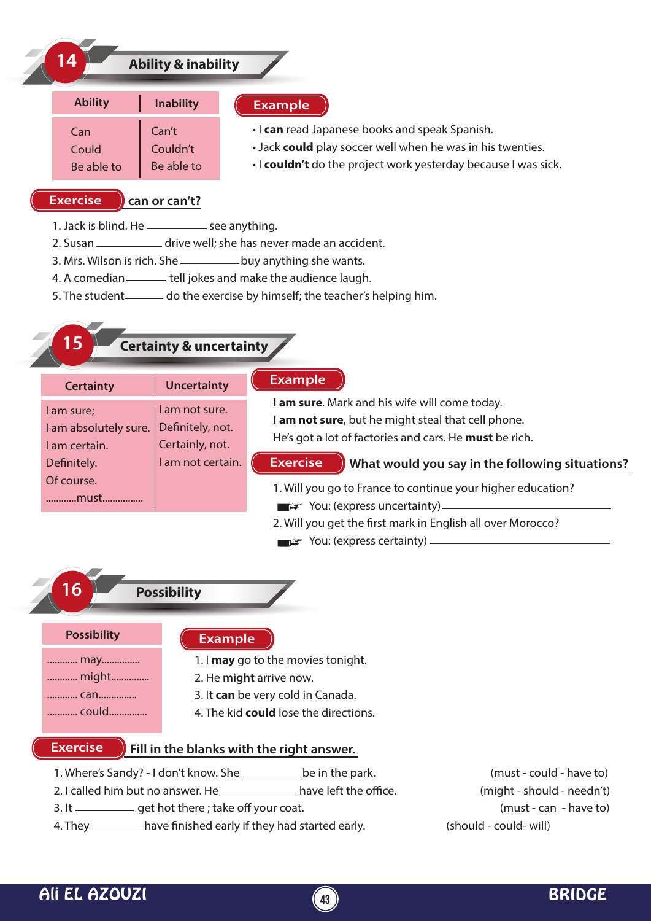## 14 Ability & inability

| Ability | Inability |
|---|---|
| Can | Can't |
| Could | Couldn't |
| Be able to | Be able to |

**Example**

- I **can** read Japanese books and speak Spanish.
- Jack **could** play soccer well when he was in his twenties.
- I **couldn't** do the project work yesterday because I was sick.

**Exercise** can or can't?

1. Jack is blind. He __________ see anything.
2. Susan __________ drive well; she has never made an accident.
3. Mrs. Wilson is rich. She __________ buy anything she wants.
4. A comedian ________ tell jokes and make the audience laugh.
5. The student________ do the exercise by himself; the teacher's helping him.

## 15 Certainty & uncertainty

| Certainty | Uncertainty |
|---|---|
| I am sure; | I am not sure. |
| I am absolutely sure. | Definitely, not. |
| I am certain. | Certainly, not. |
| Definitely. | I am not certain. |
| Of course. | |
| ...........must............... | |

**Example**

**I am sure**. Mark and his wife will come today.
**I am not sure**, but he might steal that cell phone.
He's got a lot of factories and cars. He **must** be rich.

**Exercise** What would you say in the following situations?

1. Will you go to France to continue your higher education?
   You: (express uncertainty)__________________________
2. Will you get the first mark in English all over Morocco?
   You: (express certainty) __________________________

## 16 Possibility

| Possibility |
|---|
| ........... may.............. |
| ........... might.............. |
| ........... can.............. |
| ........... could.............. |

**Example**

1. I **may** go to the movies tonight.
2. He **might** arrive now.
3. It **can** be very cold in Canada.
4. The kid **could** lose the directions.

**Exercise** Fill in the blanks with the right answer.

1. Where's Sandy? - I don't know. She __________ be in the park. (must - could - have to)
2. I called him but no answer. He ____________ have left the office. (might - should - needn't)
3. It __________ get hot there ; take off your coat. (must - can - have to)
4. They__________have finished early if they had started early. (should - could- will)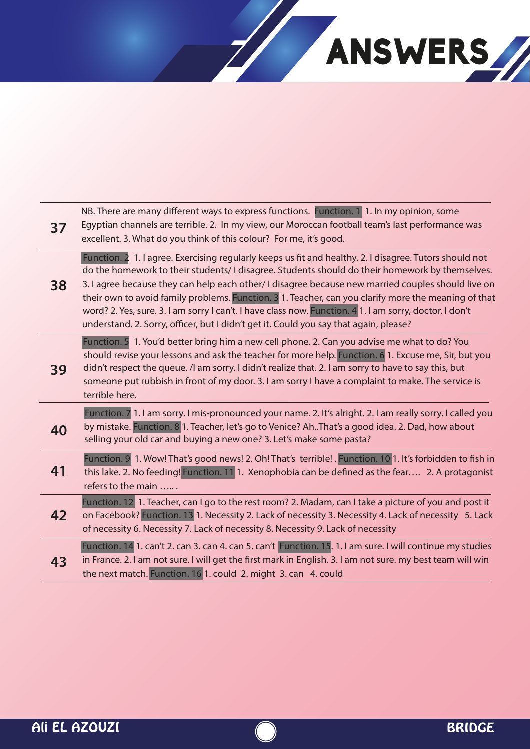# ANSWERS

| | |
|---|---|
| 37 | NB. There are many different ways to express functions. Function. 1 1. In my opinion, some Egyptian channels are terrible. 2. In my view, our Moroccan football team's last performance was excellent. 3. What do you think of this colour? For me, it's good. |
| 38 | Function. 2 1. I agree. Exercising regularly keeps us fit and healthy. 2. I disagree. Tutors should not do the homework to their students/ I disagree. Students should do their homework by themselves. 3. I agree because they can help each other/ I disagree because new married couples should live on their own to avoid family problems. Function. 3 1. Teacher, can you clarify more the meaning of that word? 2. Yes, sure. 3. I am sorry I can't. I have class now. Function. 4 1. I am sorry, doctor. I don't understand. 2. Sorry, officer, but I didn't get it. Could you say that again, please? |
| 39 | Function. 5 1. You'd better bring him a new cell phone. 2. Can you advise me what to do? You should revise your lessons and ask the teacher for more help. Function. 6 1. Excuse me, Sir, but you didn't respect the queue. /I am sorry. I didn't realize that. 2. I am sorry to have to say this, but someone put rubbish in front of my door. 3. I am sorry I have a complaint to make. The service is terrible here. |
| 40 | Function. 7 1. I am sorry. I mis-pronounced your name. 2. It's alright. 2. I am really sorry. I called you by mistake. Function. 8 1. Teacher, let's go to Venice? Ah..That's a good idea. 2. Dad, how about selling your old car and buying a new one? 3. Let's make some pasta? |
| 41 | Function. 9 1. Wow! That's good news! 2. Oh! That's terrible! . Function. 10 1. It's forbidden to fish in this lake. 2. No feeding! Function. 11 1. Xenophobia can be defined as the fear…. 2. A protagonist refers to the main ….. . |
| 42 | Function. 12 1. Teacher, can I go to the rest room? 2. Madam, can I take a picture of you and post it on Facebook? Function. 13 1. Necessity 2. Lack of necessity 3. Necessity 4. Lack of necessity 5. Lack of necessity 6. Necessity 7. Lack of necessity 8. Necessity 9. Lack of necessity |
| 43 | Function. 14 1. can't 2. can 3. can 4. can 5. can't Function. 15. 1. I am sure. I will continue my studies in France. 2. I am not sure. I will get the first mark in English. 3. I am not sure. my best team will win the next match. Function. 16 1. could 2. might 3. can 4. could |